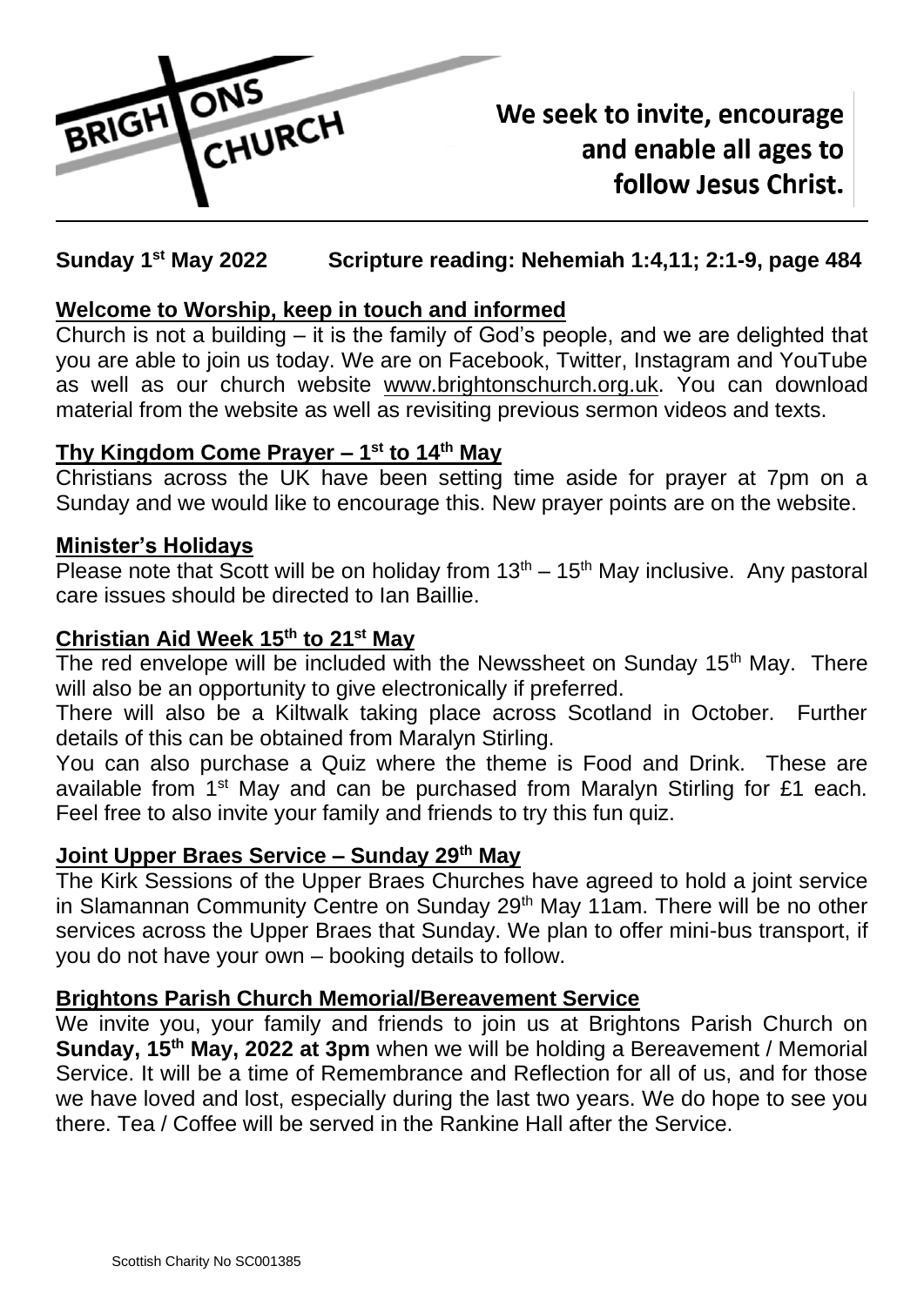BRIGHTONS CHURCH

**We seek to invite, encourage and enable all ages to follow Jesus Christ.**

**Sunday 1st May 2022 Scripture reading: Nehemiah 1:4,11; 2:1-9, page 484**

## Welcome to Worship, keep in touch and informed

Church is not a building – it is the family of God's people, and we are delighted that you are able to join us today. We are on Facebook, Twitter, Instagram and YouTube as well as our church website www.brightonschurch.org.uk. You can download material from the website as well as revisiting previous sermon videos and texts.

## Thy Kingdom Come Prayer – 1st to 14th May

Christians across the UK have been setting time aside for prayer at 7pm on a Sunday and we would like to encourage this. New prayer points are on the website.

## Minister's Holidays

Please note that Scott will be on holiday from 13th – 15th May inclusive. Any pastoral care issues should be directed to Ian Baillie.

## Christian Aid Week 15th to 21st May

The red envelope will be included with the Newssheet on Sunday 15th May. There will also be an opportunity to give electronically if preferred.

There will also be a Kiltwalk taking place across Scotland in October. Further details of this can be obtained from Maralyn Stirling.

You can also purchase a Quiz where the theme is Food and Drink. These are available from 1st May and can be purchased from Maralyn Stirling for £1 each. Feel free to also invite your family and friends to try this fun quiz.

## Joint Upper Braes Service – Sunday 29th May

The Kirk Sessions of the Upper Braes Churches have agreed to hold a joint service in Slamannan Community Centre on Sunday 29th May 11am. There will be no other services across the Upper Braes that Sunday. We plan to offer mini-bus transport, if you do not have your own – booking details to follow.

## Brightons Parish Church Memorial/Bereavement Service

We invite you, your family and friends to join us at Brightons Parish Church on **Sunday, 15th May, 2022 at 3pm** when we will be holding a Bereavement / Memorial Service. It will be a time of Remembrance and Reflection for all of us, and for those we have loved and lost, especially during the last two years. We do hope to see you there. Tea / Coffee will be served in the Rankine Hall after the Service.

Scottish Charity No SC001385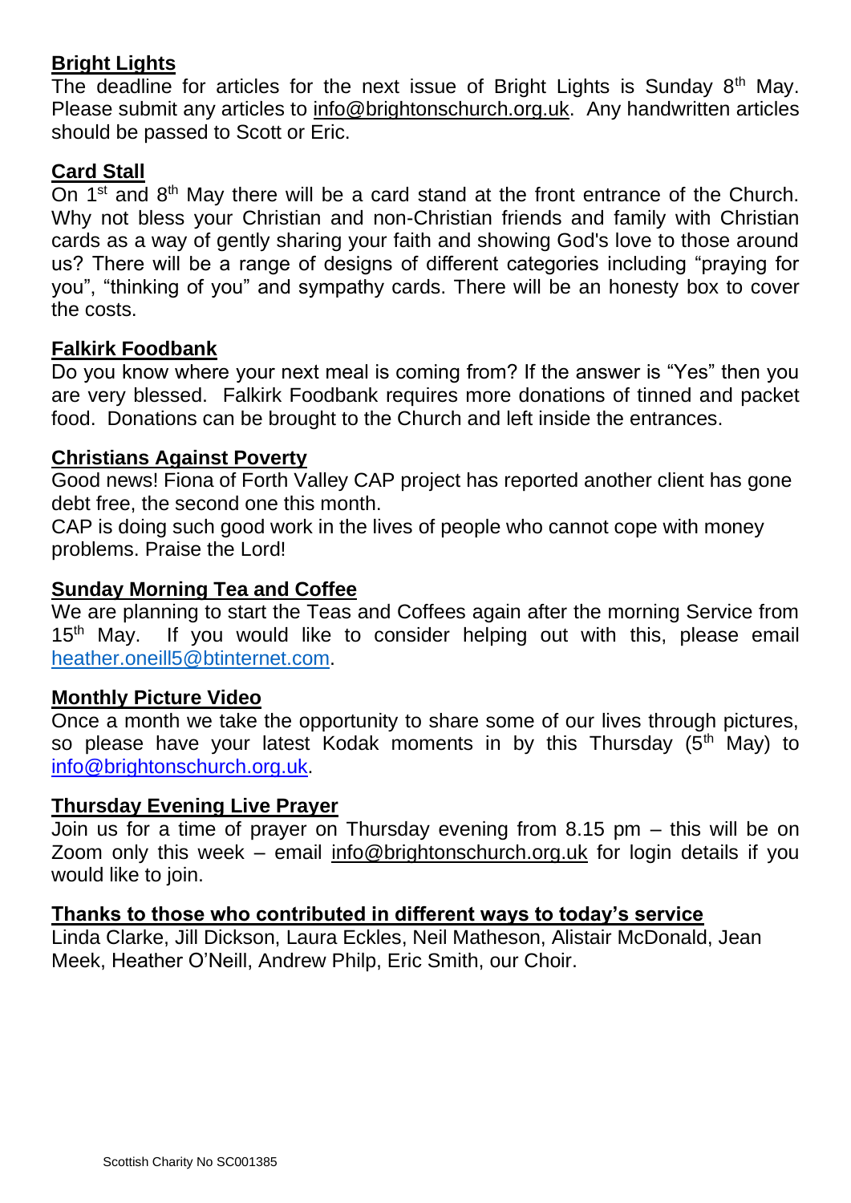**Bright Lights**

The deadline for articles for the next issue of Bright Lights is Sunday 8th May. Please submit any articles to info@brightonschurch.org.uk. Any handwritten articles should be passed to Scott or Eric.

**Card Stall**

On 1st and 8th May there will be a card stand at the front entrance of the Church. Why not bless your Christian and non-Christian friends and family with Christian cards as a way of gently sharing your faith and showing God's love to those around us? There will be a range of designs of different categories including "praying for you", "thinking of you" and sympathy cards. There will be an honesty box to cover the costs.

**Falkirk Foodbank**

Do you know where your next meal is coming from? If the answer is "Yes" then you are very blessed. Falkirk Foodbank requires more donations of tinned and packet food. Donations can be brought to the Church and left inside the entrances.

**Christians Against Poverty**

Good news! Fiona of Forth Valley CAP project has reported another client has gone debt free, the second one this month.

CAP is doing such good work in the lives of people who cannot cope with money problems. Praise the Lord!

**Sunday Morning Tea and Coffee**

We are planning to start the Teas and Coffees again after the morning Service from 15th May. If you would like to consider helping out with this, please email heather.oneill5@btinternet.com.

**Monthly Picture Video**

Once a month we take the opportunity to share some of our lives through pictures, so please have your latest Kodak moments in by this Thursday (5th May) to info@brightonschurch.org.uk.

**Thursday Evening Live Prayer**

Join us for a time of prayer on Thursday evening from 8.15 pm – this will be on Zoom only this week – email info@brightonschurch.org.uk for login details if you would like to join.

**Thanks to those who contributed in different ways to today's service**

Linda Clarke, Jill Dickson, Laura Eckles, Neil Matheson, Alistair McDonald, Jean Meek, Heather O'Neill, Andrew Philp, Eric Smith, our Choir.

Scottish Charity No SC001385